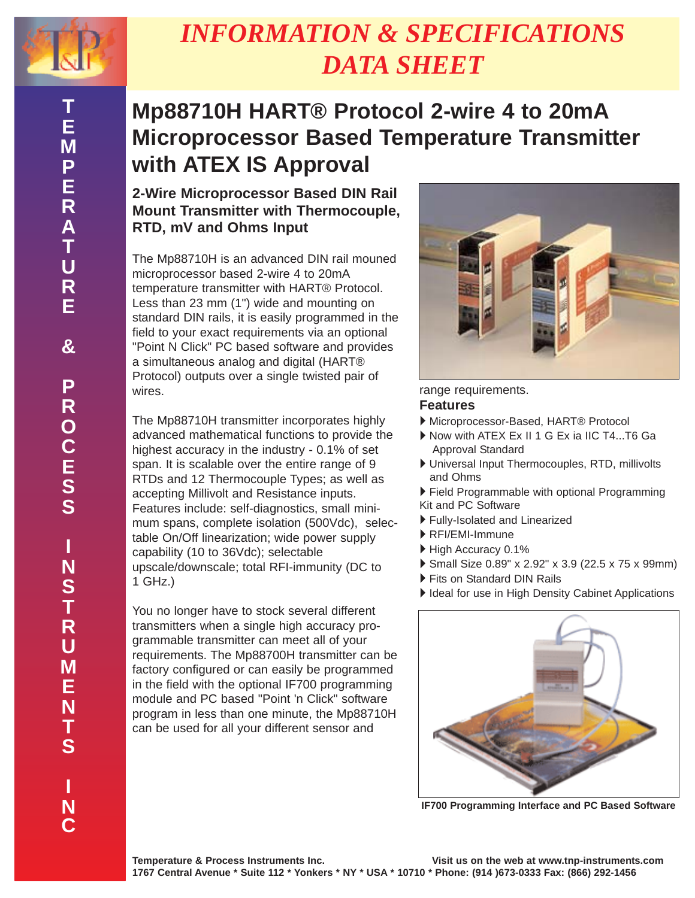# INFORMATION & SPECIFICATIONS DATA SHEET

## Mp88710H HART® Protocol 2-wire 4 to 20mA Microprocessor Based Temperature Transmitter with ATEX IS Approval

### 2-Wire Microprocessor Based DIN Rail Mount Transmitter with Thermocouple, RTD, mV and Ohms Input

The Mp88710H is an advanced DIN rail mouned microprocessor based 2-wire 4 to 20mA temperature transmitter with HART® Protocol. Less than 23 mm (1") wide and mounting on standard DIN rails, it is easily programmed in the field to your exact requirements via an optional "Point N Click" PC based software and provides a simultaneous analog and digital (HART® Protocol) outputs over a single twisted pair of wires.

The Mp88710H transmitter incorporates highly advanced mathematical functions to provide the highest accuracy in the industry - 0.1% of set span. It is scalable over the entire range of 9 RTDs and 12 Thermocouple Types; as well as accepting Millivolt and Resistance inputs. Features include: self-diagnostics, small minimum spans, complete isolation (500Vdc), selectable On/Off linearization; wide power supply capability (10 to 36Vdc); selectable upscale/downscale; total RFI-immunity (DC to 1 GHz.)

You no longer have to stock several different transmitters when a single high accuracy programmable transmitter can meet all of your requirements. The Mp88700H transmitter can be factory configured or can easily be programmed in the field with the optional IF700 programming module and PC based "Point 'n Click" software program in less than one minute, the Mp88710H can be used for all your different sensor and range requirements.

### Features

- Microprocessor-Based, HART® Protocol
- Now with ATEX Ex II 1 G Ex ia IIC T4...T6 Ga Approval Standard
- Universal Input Thermocouples, RTD, millivolts and Ohms
- Field Programmable with optional Programming Kit and PC Software
- Fully-Isolated and Linearized
- RFI/EMI-Immune
- High Accuracy 0.1%
- Small Size 0.89" x 2.92" x 3.9 (22.5 x 75 x 99mm)
- Fits on Standard DIN Rails
- Ideal for use in High Density Cabinet Applications

**IF700 Programming Interface and PC Based Software**

**Temperature & Process Instruments Inc.** **Visit us on the web at www.tnp-instruments.com**
**1767 Central Avenue * Suite 112 * Yonkers * NY * USA * 10710 * Phone: (914 )673-0333 Fax: (866) 292-1456**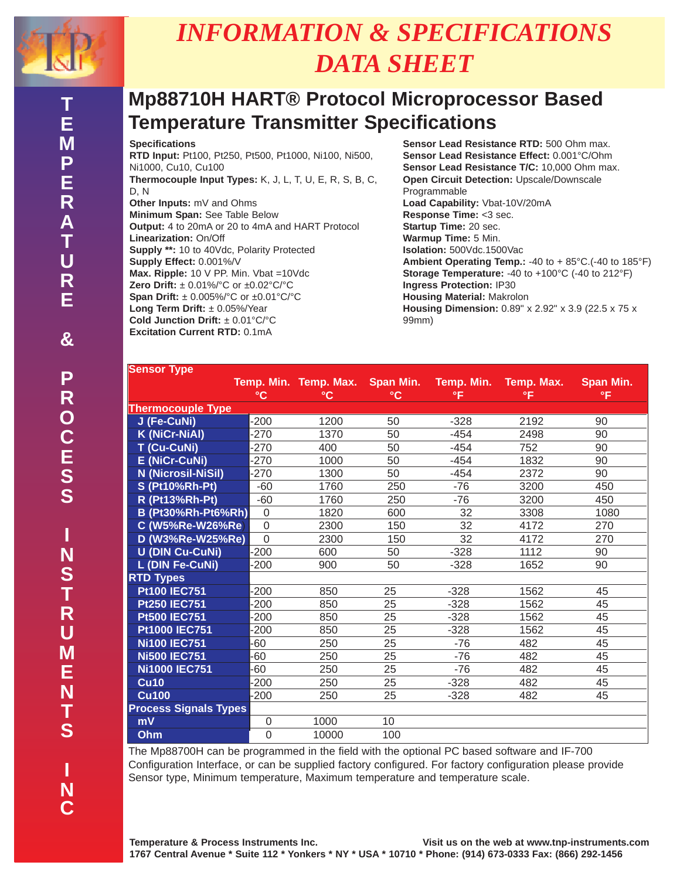# INFORMATION & SPECIFICATIONS DATA SHEET

## Mp88710H HART® Protocol Microprocessor Based Temperature Transmitter Specifications

**Specifications**
**RTD Input:** Pt100, Pt250, Pt500, Pt1000, Ni100, Ni500, Ni1000, Cu10, Cu100
**Thermocouple Input Types:** K, J, L, T, U, E, R, S, B, C, D, N
**Other Inputs:** mV and Ohms
**Minimum Span:** See Table Below
**Output:** 4 to 20mA or 20 to 4mA and HART Protocol
**Linearization:** On/Off
**Supply **:** 10 to 40Vdc, Polarity Protected
**Supply Effect:** 0.001%/V
**Max. Ripple:** 10 V PP. Min. Vbat =10Vdc
**Zero Drift:** ± 0.01%/°C or ±0.02°C/°C
**Span Drift:** ± 0.005%/°C or ±0.01°C/°C
**Long Term Drift:** ± 0.05%/Year
**Cold Junction Drift:** ± 0.01°C/°C
**Excitation Current RTD:** 0.1mA
**Sensor Lead Resistance RTD:** 500 Ohm max.
**Sensor Lead Resistance Effect:** 0.001°C/Ohm
**Sensor Lead Resistance T/C:** 10,000 Ohm max.
**Open Circuit Detection:** Upscale/Downscale Programmable
**Load Capability:** Vbat-10V/20mA
**Response Time:** <3 sec.
**Startup Time:** 20 sec.
**Warmup Time:** 5 Min.
**Isolation:** 500Vdc.1500Vac
**Ambient Operating Temp.:** -40 to + 85°C.(-40 to 185°F)
**Storage Temperature:** -40 to +100°C (-40 to 212°F)
**Ingress Protection:** IP30
**Housing Material:** Makrolon
**Housing Dimension:** 0.89" x 2.92" x 3.9 (22.5 x 75 x 99mm)

| Sensor Type | Temp. Min. °C | Temp. Max. °C | Span Min. °C | Temp. Min. °F | Temp. Max. °F | Span Min. °F |
|---|---|---|---|---|---|---|
| **Thermocouple Type** | | | | | | |
| J (Fe-CuNi) | -200 | 1200 | 50 | -328 | 2192 | 90 |
| K (NiCr-NiAl) | -270 | 1370 | 50 | -454 | 2498 | 90 |
| T (Cu-CuNi) | -270 | 400 | 50 | -454 | 752 | 90 |
| E (NiCr-CuNi) | -270 | 1000 | 50 | -454 | 1832 | 90 |
| N (Nicrosil-NiSil) | -270 | 1300 | 50 | -454 | 2372 | 90 |
| S (Pt10%Rh-Pt) | -60 | 1760 | 250 | -76 | 3200 | 450 |
| R (Pt13%Rh-Pt) | -60 | 1760 | 250 | -76 | 3200 | 450 |
| B (Pt30%Rh-Pt6%Rh) | 0 | 1820 | 600 | 32 | 3308 | 1080 |
| C (W5%Re-W26%Re) | 0 | 2300 | 150 | 32 | 4172 | 270 |
| D (W3%Re-W25%Re) | 0 | 2300 | 150 | 32 | 4172 | 270 |
| U (DIN Cu-CuNi) | -200 | 600 | 50 | -328 | 1112 | 90 |
| L (DIN Fe-CuNi) | -200 | 900 | 50 | -328 | 1652 | 90 |
| **RTD Types** | | | | | | |
| Pt100 IEC751 | -200 | 850 | 25 | -328 | 1562 | 45 |
| Pt250 IEC751 | -200 | 850 | 25 | -328 | 1562 | 45 |
| Pt500 IEC751 | -200 | 850 | 25 | -328 | 1562 | 45 |
| Pt1000 IEC751 | -200 | 850 | 25 | -328 | 1562 | 45 |
| Ni100 IEC751 | -60 | 250 | 25 | -76 | 482 | 45 |
| Ni500 IEC751 | -60 | 250 | 25 | -76 | 482 | 45 |
| Ni1000 IEC751 | -60 | 250 | 25 | -76 | 482 | 45 |
| Cu10 | -200 | 250 | 25 | -328 | 482 | 45 |
| Cu100 | -200 | 250 | 25 | -328 | 482 | 45 |
| **Process Signals Types** | | | | | | |
| mV | 0 | 1000 | 10 | | | |
| Ohm | 0 | 10000 | 100 | | | |

The Mp88700H can be programmed in the field with the optional PC based software and IF-700 Configuration Interface, or can be supplied factory configured. For factory configuration please provide Sensor type, Minimum temperature, Maximum temperature and temperature scale.

**Temperature & Process Instruments Inc.** **Visit us on the web at www.tnp-instruments.com**
**1767 Central Avenue * Suite 112 * Yonkers * NY * USA * 10710 * Phone: (914) 673-0333 Fax: (866) 292-1456**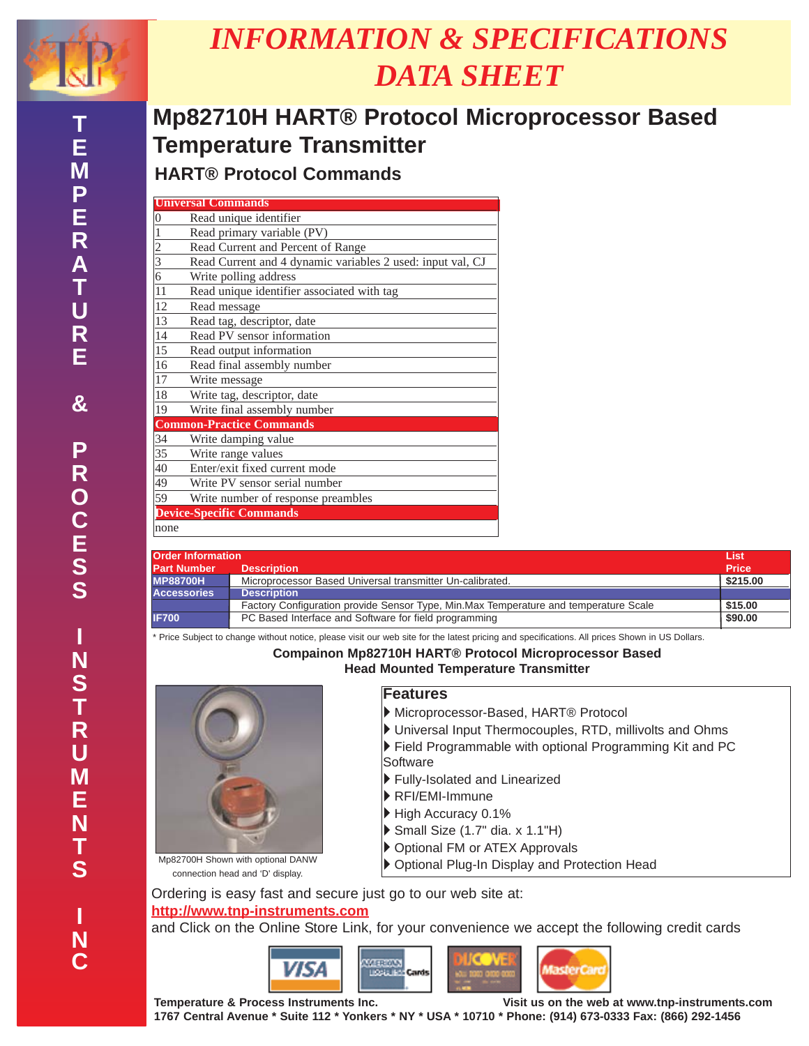# INFORMATION & SPECIFICATIONS DATA SHEET

## Mp82710H HART® Protocol Microprocessor Based Temperature Transmitter

### HART® Protocol Commands

| Universal Commands | |
|---|---|
| 0 | Read unique identifier |
| 1 | Read primary variable (PV) |
| 2 | Read Current and Percent of Range |
| 3 | Read Current and 4 dynamic variables 2 used: input val, CJ |
| 6 | Write polling address |
| 11 | Read unique identifier associated with tag |
| 12 | Read message |
| 13 | Read tag, descriptor, date |
| 14 | Read PV sensor information |
| 15 | Read output information |
| 16 | Read final assembly number |
| 17 | Write message |
| 18 | Write tag, descriptor, date |
| 19 | Write final assembly number |
| **Common-Practice Commands** | |
| 34 | Write damping value |
| 35 | Write range values |
| 40 | Enter/exit fixed current mode |
| 49 | Write PV sensor serial number |
| 59 | Write number of response preambles |
| **Device-Specific Commands** | |
| none | |

| Order Information Part Number | Description | List Price |
|---|---|---|
| MP88700H | Microprocessor Based Universal transmitter Un-calibrated. | $215.00 |
| **Accessories** | **Description** | |
| | Factory Configuration provide Sensor Type, Min.Max Temperature and temperature Scale | $15.00 |
| IF700 | PC Based Interface and Software for field programming | $90.00 |

* Price Subject to change without notice, please visit our web site for the latest pricing and specifications. All prices Shown in US Dollars.

**Compainon Mp82710H HART® Protocol Microprocessor Based Head Mounted Temperature Transmitter**

Mp82700H Shown with optional DANW connection head and 'D' display.

### Features

- Microprocessor-Based, HART® Protocol
- Universal Input Thermocouples, RTD, millivolts and Ohms
- Field Programmable with optional Programming Kit and PC Software
- Fully-Isolated and Linearized
- RFI/EMI-Immune
- High Accuracy 0.1%
- Small Size (1.7" dia. x 1.1"H)
- Optional FM or ATEX Approvals
- Optional Plug-In Display and Protection Head

Ordering is easy fast and secure just go to our web site at:
http://www.tnp-instruments.com
and Click on the Online Store Link, for your convenience we accept the following credit cards

**Temperature & Process Instruments Inc.** **Visit us on the web at www.tnp-instruments.com**
**1767 Central Avenue * Suite 112 * Yonkers * NY * USA * 10710 * Phone: (914) 673-0333 Fax: (866) 292-1456**